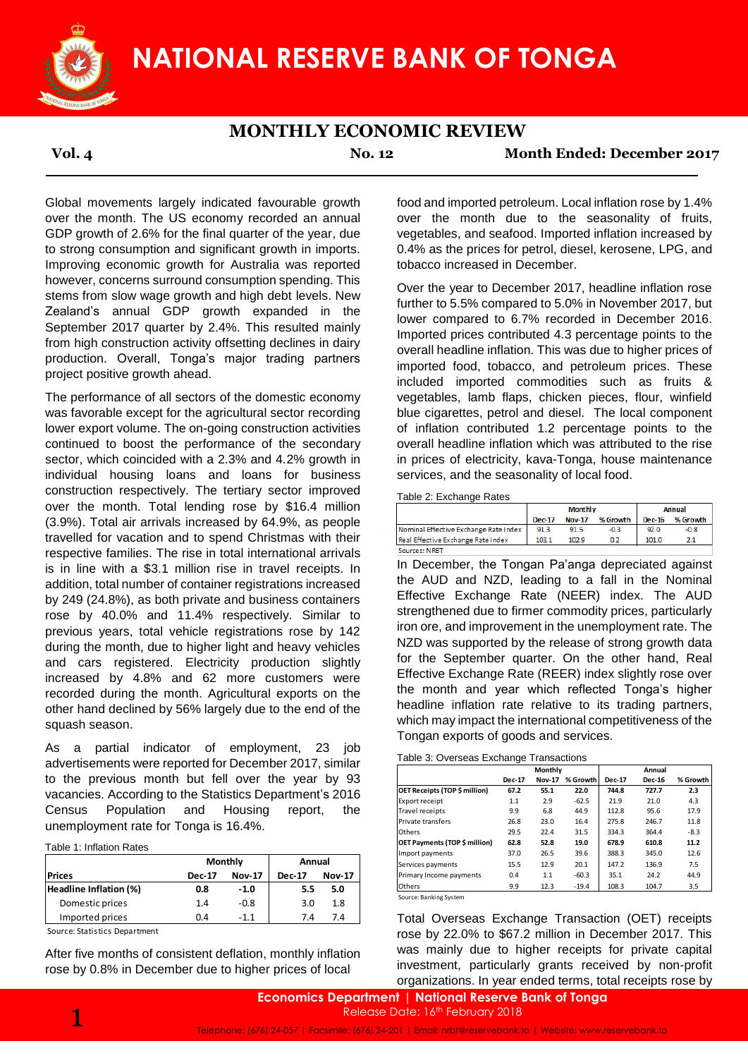# NATIONAL RESERVE BANK OF TONGA

## MONTHLY ECONOMIC REVIEW

**Vol. 4** **No. 12** **Month Ended: December 2017**

Global movements largely indicated favourable growth over the month. The US economy recorded an annual GDP growth of 2.6% for the final quarter of the year, due to strong consumption and significant growth in imports. Improving economic growth for Australia was reported however, concerns surround consumption spending. This stems from slow wage growth and high debt levels. New Zealand's annual GDP growth expanded in the September 2017 quarter by 2.4%. This resulted mainly from high construction activity offsetting declines in dairy production. Overall, Tonga's major trading partners project positive growth ahead.

The performance of all sectors of the domestic economy was favorable except for the agricultural sector recording lower export volume. The on-going construction activities continued to boost the performance of the secondary sector, which coincided with a 2.3% and 4.2% growth in individual housing loans and loans for business construction respectively. The tertiary sector improved over the month. Total lending rose by $16.4 million (3.9%). Total air arrivals increased by 64.9%, as people travelled for vacation and to spend Christmas with their respective families. The rise in total international arrivals is in line with a $3.1 million rise in travel receipts. In addition, total number of container registrations increased by 249 (24.8%), as both private and business containers rose by 40.0% and 11.4% respectively. Similar to previous years, total vehicle registrations rose by 142 during the month, due to higher light and heavy vehicles and cars registered. Electricity production slightly increased by 4.8% and 62 more customers were recorded during the month. Agricultural exports on the other hand declined by 56% largely due to the end of the squash season.

As a partial indicator of employment, 23 job advertisements were reported for December 2017, similar to the previous month but fell over the year by 93 vacancies. According to the Statistics Department's 2016 Census Population and Housing report, the unemployment rate for Tonga is 16.4%.

Table 1: Inflation Rates

| | Monthly | | Annual | |
|---|---|---|---|---|
| **Prices** | **Dec-17** | **Nov-17** | **Dec-17** | **Nov-17** |
| **Headline Inflation (%)** | **0.8** | **-1.0** | **5.5** | **5.0** |
| Domestic prices | 1.4 | -0.8 | 3.0 | 1.8 |
| Imported prices | 0.4 | -1.1 | 7.4 | 7.4 |

Source: Statistics Department

After five months of consistent deflation, monthly inflation rose by 0.8% in December due to higher prices of local food and imported petroleum. Local inflation rose by 1.4% over the month due to the seasonality of fruits, vegetables, and seafood. Imported inflation increased by 0.4% as the prices for petrol, diesel, kerosene, LPG, and tobacco increased in December.

Over the year to December 2017, headline inflation rose further to 5.5% compared to 5.0% in November 2017, but lower compared to 6.7% recorded in December 2016. Imported prices contributed 4.3 percentage points to the overall headline inflation. This was due to higher prices of imported food, tobacco, and petroleum prices. These included imported commodities such as fruits & vegetables, lamb flaps, chicken pieces, flour, winfield blue cigarettes, petrol and diesel. The local component of inflation contributed 1.2 percentage points to the overall headline inflation which was attributed to the rise in prices of electricity, kava-Tonga, house maintenance services, and the seasonality of local food.

Table 2: Exchange Rates

| | Monthly | | | Annual | |
|---|---|---|---|---|---|
| | **Dec-17** | **Nov-17** | **% Growth** | **Dec-16** | **% Growth** |
| Nominal Effective Exchange Rate Index | 91.3 | 91.5 | -0.3 | 92.0 | -0.8 |
| Real Effective Exchange Rate Index | 103.1 | 102.9 | 0.2 | 101.0 | 2.1 |

Sources: NRBT

In December, the Tongan Pa'anga depreciated against the AUD and NZD, leading to a fall in the Nominal Effective Exchange Rate (NEER) index. The AUD strengthened due to firmer commodity prices, particularly iron ore, and improvement in the unemployment rate. The NZD was supported by the release of strong growth data for the September quarter. On the other hand, Real Effective Exchange Rate (REER) index slightly rose over the month and year which reflected Tonga's higher headline inflation rate relative to its trading partners, which may impact the international competitiveness of the Tongan exports of goods and services.

Table 3: Overseas Exchange Transactions

| | Monthly | | | Annual | | |
|---|---|---|---|---|---|---|
| | **Dec-17** | **Nov-17** | **% Growth** | **Dec-17** | **Dec-16** | **% Growth** |
| **OET Receipts (TOP $ million)** | **67.2** | **55.1** | **22.0** | **744.8** | **727.7** | **2.3** |
| Export receipt | 1.1 | 2.9 | -62.5 | 21.9 | 21.0 | 4.3 |
| Travel receipts | 9.9 | 6.8 | 44.9 | 112.8 | 95.6 | 17.9 |
| Private transfers | 26.8 | 23.0 | 16.4 | 275.8 | 246.7 | 11.8 |
| Others | 29.5 | 22.4 | 31.5 | 334.3 | 364.4 | -8.3 |
| **OET Payments (TOP $ million)** | **62.8** | **52.8** | **19.0** | **678.9** | **610.8** | **11.2** |
| Import payments | 37.0 | 26.5 | 39.6 | 388.3 | 345.0 | 12.6 |
| Services payments | 15.5 | 12.9 | 20.1 | 147.2 | 136.9 | 7.5 |
| Primary Income payments | 0.4 | 1.1 | -60.3 | 35.1 | 24.2 | 44.9 |
| Others | 9.9 | 12.3 | -19.4 | 108.3 | 104.7 | 3.5 |

Source: Banking System

Total Overseas Exchange Transaction (OET) receipts rose by 22.0% to $67.2 million in December 2017. This was mainly due to higher receipts for private capital investment, particularly grants received by non-profit organizations. In year ended terms, total receipts rose by

**Economics Department | National Reserve Bank of Tonga**
Release Date: 16th February 2018
Telephone: (676) 24-057 | Facsimile: (676) 24-201 | Email: nrbt@reservebank.to | Website: www.reservebank.to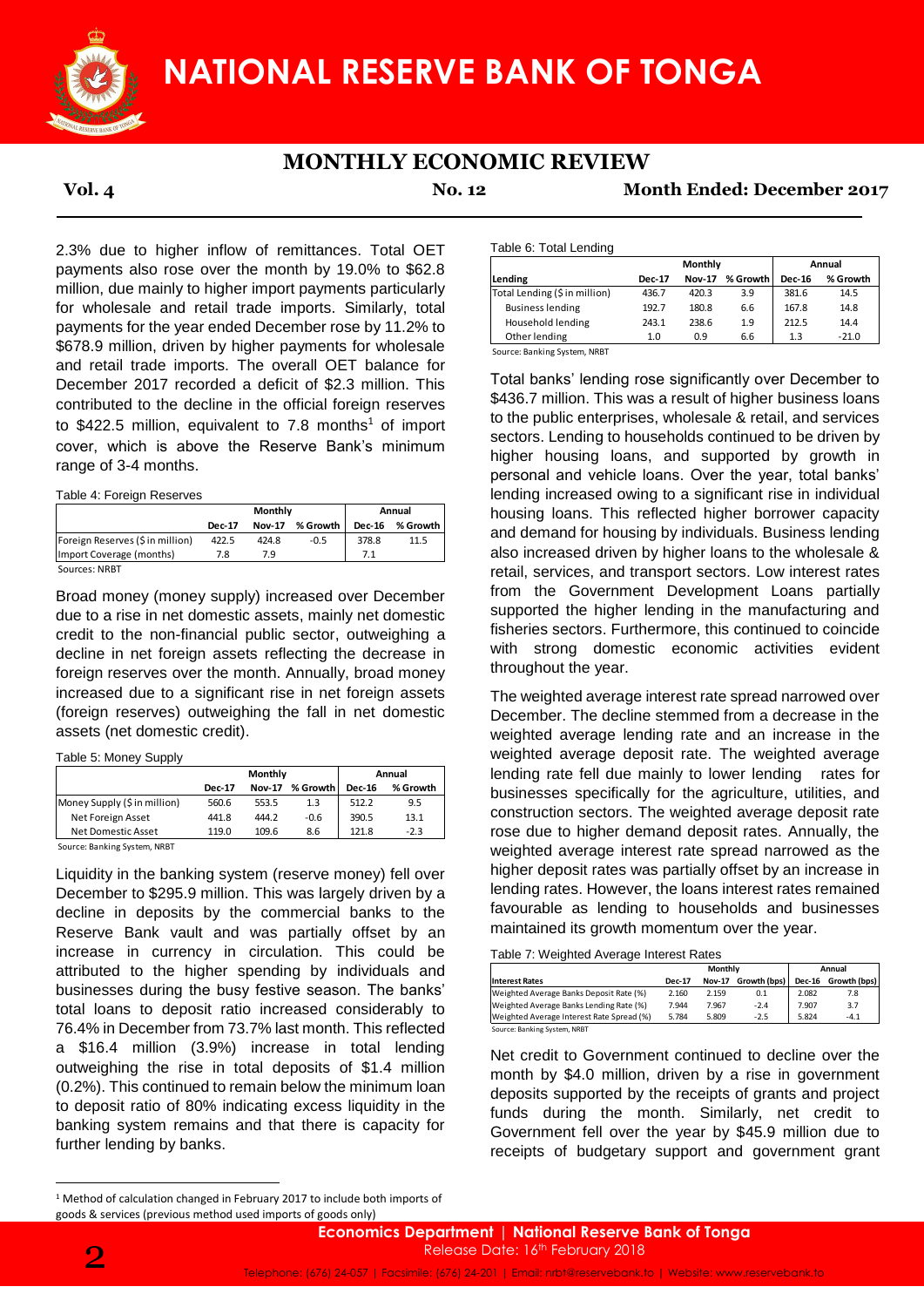2.3% due to higher inflow of remittances. Total OET payments also rose over the month by 19.0% to $62.8 million, due mainly to higher import payments particularly for wholesale and retail trade imports. Similarly, total payments for the year ended December rose by 11.2% to $678.9 million, driven by higher payments for wholesale and retail trade imports. The overall OET balance for December 2017 recorded a deficit of $2.3 million. This contributed to the decline in the official foreign reserves to $422.5 million, equivalent to 7.8 months[1] of import cover, which is above the Reserve Bank's minimum range of 3-4 months.

Table 4: Foreign Reserves

| | Monthly | | | Annual | |
|---|---|---|---|---|---|
| | Dec-17 | Nov-17 | % Growth | Dec-16 | % Growth |
| Foreign Reserves ($ in million) | 422.5 | 424.8 | -0.5 | 378.8 | 11.5 |
| Import Coverage (months) | 7.8 | 7.9 | | 7.1 | |

Sources: NRBT

Broad money (money supply) increased over December due to a rise in net domestic assets, mainly net domestic credit to the non-financial public sector, outweighing a decline in net foreign assets reflecting the decrease in foreign reserves over the month. Annually, broad money increased due to a significant rise in net foreign assets (foreign reserves) outweighing the fall in net domestic assets (net domestic credit).

Table 5: Money Supply

| | Monthly | | | Annual | |
|---|---|---|---|---|---|
| | Dec-17 | Nov-17 | % Growth | Dec-16 | % Growth |
| Money Supply ($ in million) | 560.6 | 553.5 | 1.3 | 512.2 | 9.5 |
| Net Foreign Asset | 441.8 | 444.2 | -0.6 | 390.5 | 13.1 |
| Net Domestic Asset | 119.0 | 109.6 | 8.6 | 121.8 | -2.3 |

Source: Banking System, NRBT

Liquidity in the banking system (reserve money) fell over December to $295.9 million. This was largely driven by a decline in deposits by the commercial banks to the Reserve Bank vault and was partially offset by an increase in currency in circulation. This could be attributed to the higher spending by individuals and businesses during the busy festive season. The banks' total loans to deposit ratio increased considerably to 76.4% in December from 73.7% last month. This reflected a $16.4 million (3.9%) increase in total lending outweighing the rise in total deposits of $1.4 million (0.2%). This continued to remain below the minimum loan to deposit ratio of 80% indicating excess liquidity in the banking system remains and that there is capacity for further lending by banks.

Table 6: Total Lending

| | Monthly | | | Annual | |
|---|---|---|---|---|---|
| Lending | Dec-17 | Nov-17 | % Growth | Dec-16 | % Growth |
| Total Lending ($ in million) | 436.7 | 420.3 | 3.9 | 381.6 | 14.5 |
| Business lending | 192.7 | 180.8 | 6.6 | 167.8 | 14.8 |
| Household lending | 243.1 | 238.6 | 1.9 | 212.5 | 14.4 |
| Other lending | 1.0 | 0.9 | 6.6 | 1.3 | -21.0 |

Source: Banking System, NRBT

Total banks' lending rose significantly over December to $436.7 million. This was a result of higher business loans to the public enterprises, wholesale & retail, and services sectors. Lending to households continued to be driven by higher housing loans, and supported by growth in personal and vehicle loans. Over the year, total banks' lending increased owing to a significant rise in individual housing loans. This reflected higher borrower capacity and demand for housing by individuals. Business lending also increased driven by higher loans to the wholesale & retail, services, and transport sectors. Low interest rates from the Government Development Loans partially supported the higher lending in the manufacturing and fisheries sectors. Furthermore, this continued to coincide with strong domestic economic activities evident throughout the year.

The weighted average interest rate spread narrowed over December. The decline stemmed from a decrease in the weighted average lending rate and an increase in the weighted average deposit rate. The weighted average lending rate fell due mainly to lower lending rates for businesses specifically for the agriculture, utilities, and construction sectors. The weighted average deposit rate rose due to higher demand deposit rates. Annually, the weighted average interest rate spread narrowed as the higher deposit rates was partially offset by an increase in lending rates. However, the loans interest rates remained favourable as lending to households and businesses maintained its growth momentum over the year.

Table 7: Weighted Average Interest Rates

| | Monthly | | | Annual | |
|---|---|---|---|---|---|
| Interest Rates | Dec-17 | Nov-17 | Growth (bps) | Dec-16 | Growth (bps) |
| Weighted Average Banks Deposit Rate (%) | 2.160 | 2.159 | 0.1 | 2.082 | 7.8 |
| Weighted Average Banks Lending Rate (%) | 7.944 | 7.967 | -2.4 | 7.907 | 3.7 |
| Weighted Average Interest Rate Spread (%) | 5.784 | 5.809 | -2.5 | 5.824 | -4.1 |

Source: Banking System, NRBT

Net credit to Government continued to decline over the month by $4.0 million, driven by a rise in government deposits supported by the receipts of grants and project funds during the month. Similarly, net credit to Government fell over the year by $45.9 million due to receipts of budgetary support and government grant

[1] Method of calculation changed in February 2017 to include both imports of goods & services (previous method used imports of goods only)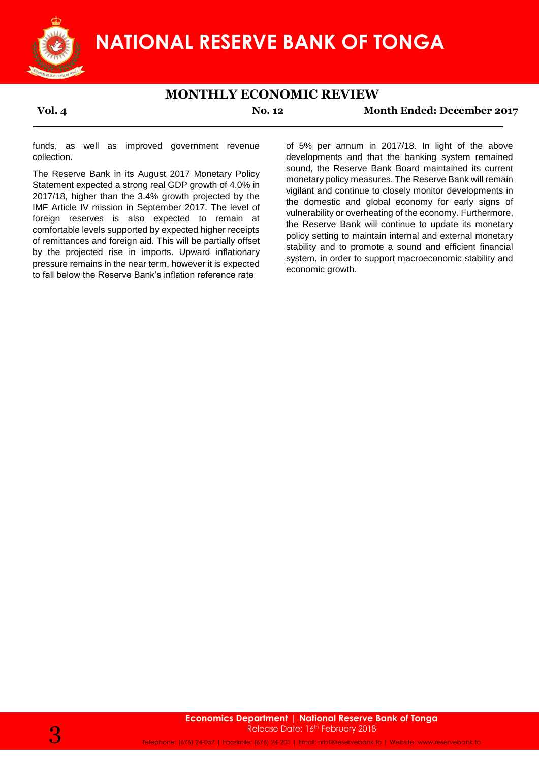funds, as well as improved government revenue collection.

The Reserve Bank in its August 2017 Monetary Policy Statement expected a strong real GDP growth of 4.0% in 2017/18, higher than the 3.4% growth projected by the IMF Article IV mission in September 2017. The level of foreign reserves is also expected to remain at comfortable levels supported by expected higher receipts of remittances and foreign aid. This will be partially offset by the projected rise in imports. Upward inflationary pressure remains in the near term, however it is expected to fall below the Reserve Bank's inflation reference rate of 5% per annum in 2017/18. In light of the above developments and that the banking system remained sound, the Reserve Bank Board maintained its current monetary policy measures. The Reserve Bank will remain vigilant and continue to closely monitor developments in the domestic and global economy for early signs of vulnerability or overheating of the economy. Furthermore, the Reserve Bank will continue to update its monetary policy setting to maintain internal and external monetary stability and to promote a sound and efficient financial system, in order to support macroeconomic stability and economic growth.